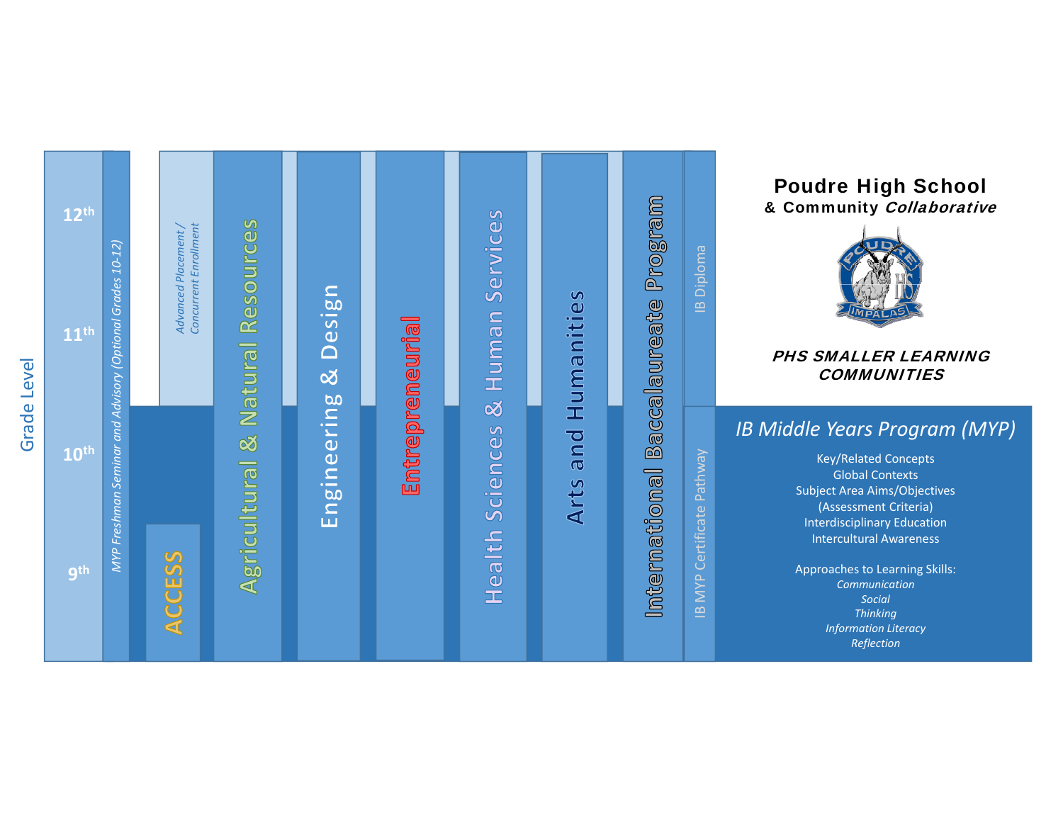# Poudre High School

## & Community *Collaborative*

***PHS SMALLER LEARNING COMMUNITIES***

Grade Level

- 12th
- 11th
- 10th
- 9th

*MYP Freshman Seminar and Advisory (Optional Grades 10-12)*

*Advanced Placement / Concurrent Enrollment*

ACCESS

Agricultural & Natural Resources

Engineering & Design

Entrepreneurial

Health Sciences & Human Services

Arts and Humanities

International Baccalaureate Program

IB Diploma

IB MYP Certificate Pathway

## *IB Middle Years Program (MYP)*

Key/Related Concepts
Global Contexts
Subject Area Aims/Objectives
(Assessment Criteria)
Interdisciplinary Education
Intercultural Awareness

Approaches to Learning Skills:
*Communication*
*Social*
*Thinking*
*Information Literacy*
*Reflection*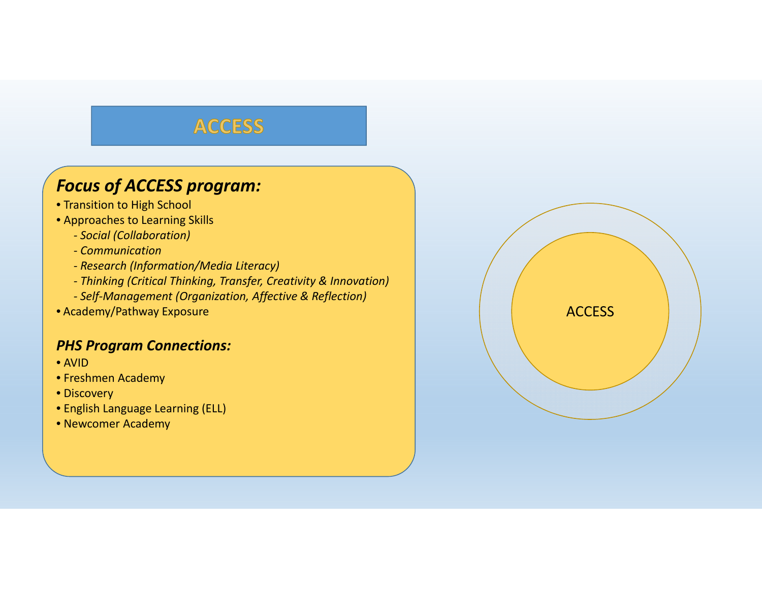# ACCESS

***Focus of ACCESS program:***

- Transition to High School
- Approaches to Learning Skills
  - *- Social (Collaboration)*
  - *- Communication*
  - *- Research (Information/Media Literacy)*
  - *- Thinking (Critical Thinking, Transfer, Creativity & Innovation)*
  - *- Self-Management (Organization, Affective & Reflection)*
- Academy/Pathway Exposure

***PHS Program Connections:***

- AVID
- Freshmen Academy
- Discovery
- English Language Learning (ELL)
- Newcomer Academy

ACCESS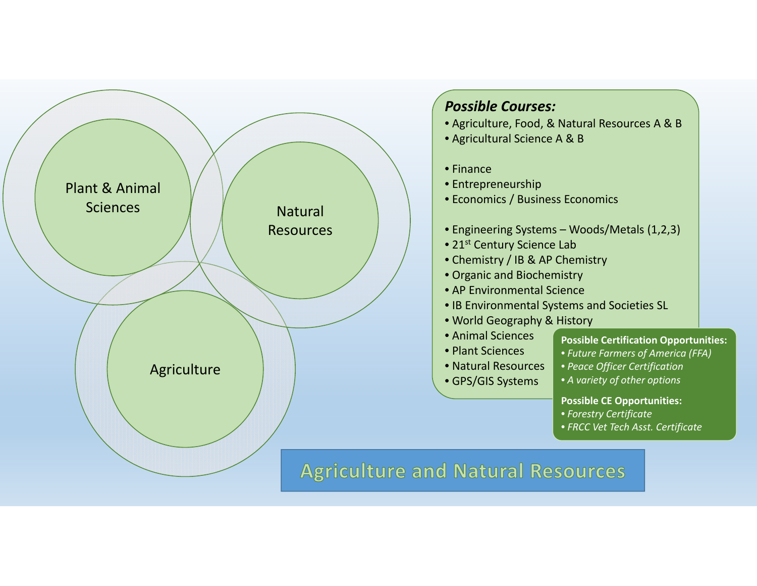# Agriculture and Natural Resources

Plant & Animal Sciences

Natural Resources

Agriculture

## *Possible Courses:*

- Agriculture, Food, & Natural Resources A & B
- Agricultural Science A & B

- Finance
- Entrepreneurship
- Economics / Business Economics

- Engineering Systems – Woods/Metals (1,2,3)
- 21st Century Science Lab
- Chemistry / IB & AP Chemistry
- Organic and Biochemistry
- AP Environmental Science
- IB Environmental Systems and Societies SL
- World Geography & History
- Animal Sciences
- Plant Sciences
- Natural Resources
- GPS/GIS Systems

**Possible Certification Opportunities:**

- *Future Farmers of America (FFA)*
- *Peace Officer Certification*
- *A variety of other options*

**Possible CE Opportunities:**

- *Forestry Certificate*
- *FRCC Vet Tech Asst. Certificate*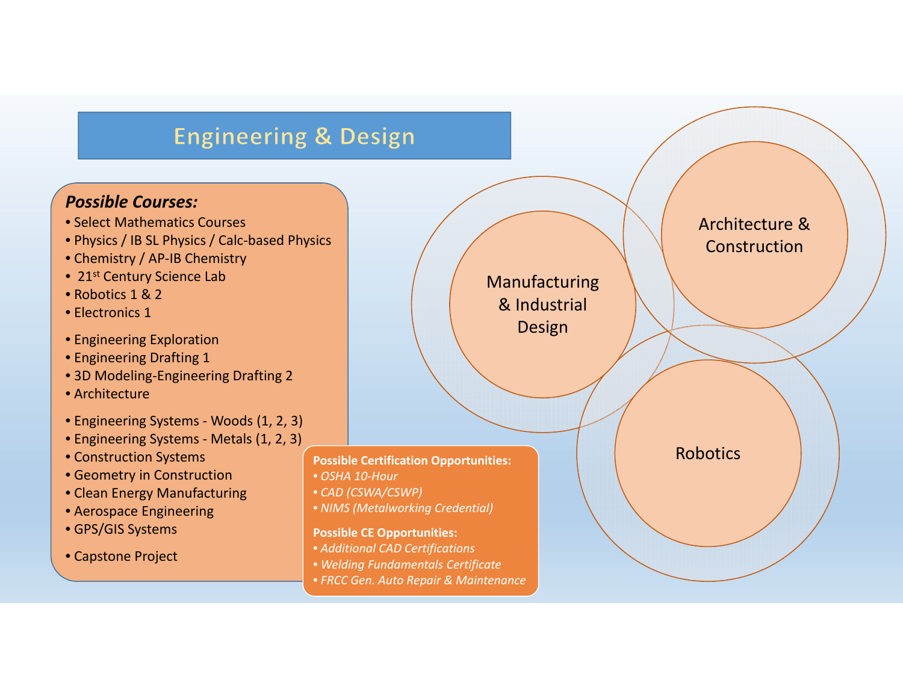# Engineering & Design

***Possible Courses:***

- Select Mathematics Courses
- Physics / IB SL Physics / Calc-based Physics
- Chemistry / AP-IB Chemistry
- 21st Century Science Lab
- Robotics 1 & 2
- Electronics 1

- Engineering Exploration
- Engineering Drafting 1
- 3D Modeling-Engineering Drafting 2
- Architecture

- Engineering Systems - Woods (1, 2, 3)
- Engineering Systems - Metals (1, 2, 3)
- Construction Systems
- Geometry in Construction
- Clean Energy Manufacturing
- Aerospace Engineering
- GPS/GIS Systems

- Capstone Project

**Possible Certification Opportunities:**

- *OSHA 10-Hour*
- *CAD (CSWA/CSWP)*
- *NIMS (Metalworking Credential)*

**Possible CE Opportunities:**

- *Additional CAD Certifications*
- *Welding Fundamentals Certificate*
- *FRCC Gen. Auto Repair & Maintenance*

Manufacturing & Industrial Design

Architecture & Construction

Robotics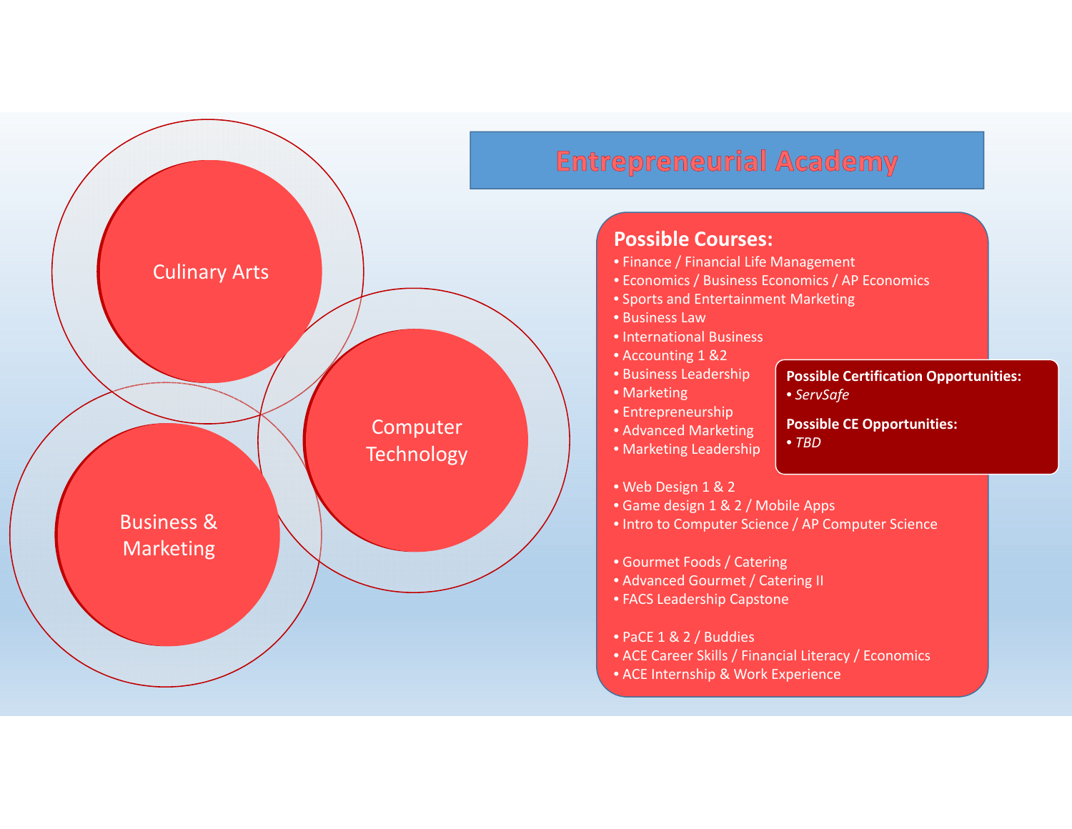# Entrepreneurial Academy

Culinary Arts

Computer Technology

Business & Marketing

## Possible Courses:

- Finance / Financial Life Management
- Economics / Business Economics / AP Economics
- Sports and Entertainment Marketing
- Business Law
- International Business
- Accounting 1 &2
- Business Leadership
- Marketing
- Entrepreneurship
- Advanced Marketing
- Marketing Leadership

- Web Design 1 & 2
- Game design 1 & 2 / Mobile Apps
- Intro to Computer Science / AP Computer Science

- Gourmet Foods / Catering
- Advanced Gourmet / Catering II
- FACS Leadership Capstone

- PaCE 1 & 2 / Buddies
- ACE Career Skills / Financial Literacy / Economics
- ACE Internship & Work Experience

**Possible Certification Opportunities:**
- *ServSafe*

**Possible CE Opportunities:**
- *TBD*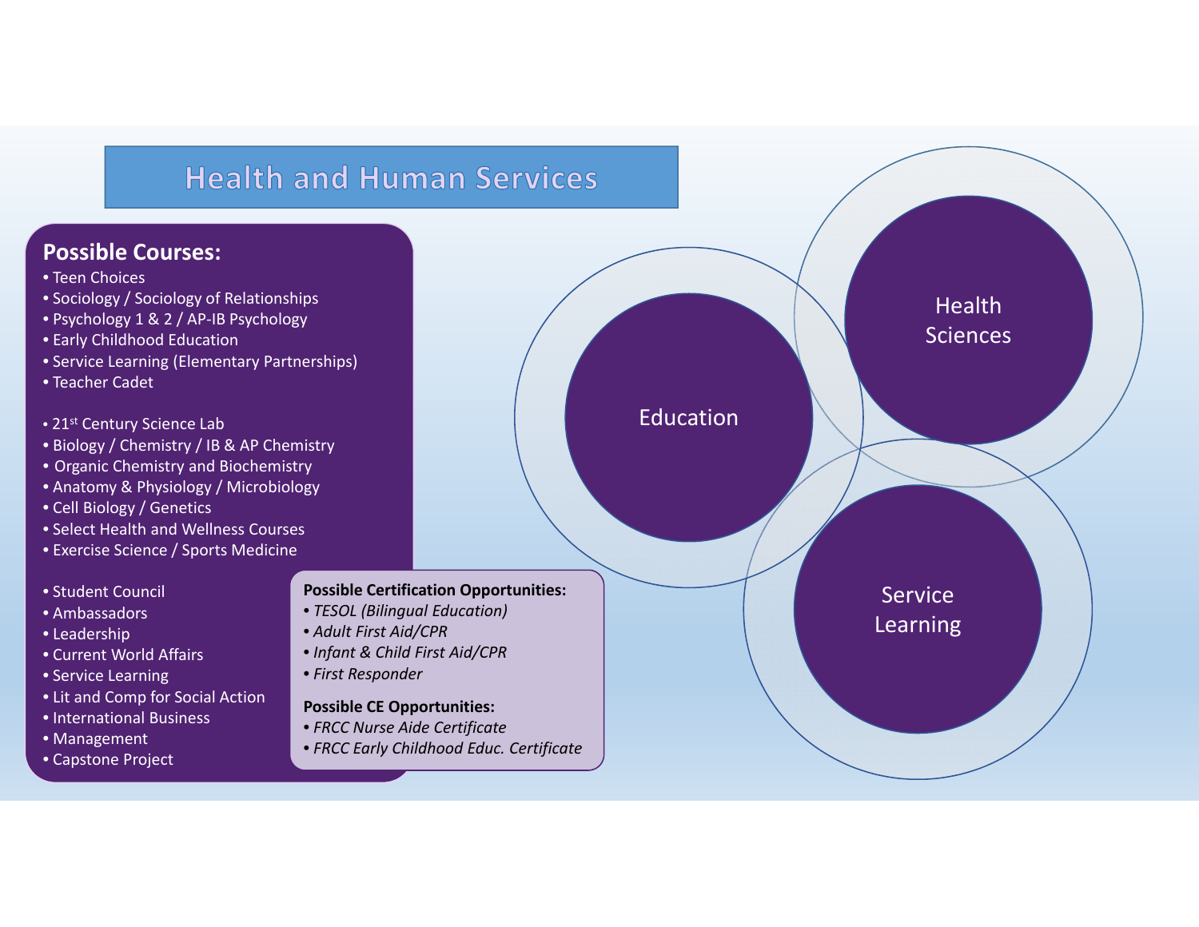# Health and Human Services

## Possible Courses:

- Teen Choices
- Sociology / Sociology of Relationships
- Psychology 1 & 2 / AP-IB Psychology
- Early Childhood Education
- Service Learning (Elementary Partnerships)
- Teacher Cadet

- 21st Century Science Lab
- Biology / Chemistry / IB & AP Chemistry
- Organic Chemistry and Biochemistry
- Anatomy & Physiology / Microbiology
- Cell Biology / Genetics
- Select Health and Wellness Courses
- Exercise Science / Sports Medicine

- Student Council
- Ambassadors
- Leadership
- Current World Affairs
- Service Learning
- Lit and Comp for Social Action
- International Business
- Management
- Capstone Project

**Possible Certification Opportunities:**

- *TESOL (Bilingual Education)*
- *Adult First Aid/CPR*
- *Infant & Child First Aid/CPR*
- *First Responder*

**Possible CE Opportunities:**

- *FRCC Nurse Aide Certificate*
- *FRCC Early Childhood Educ. Certificate*

Education

Health Sciences

Service Learning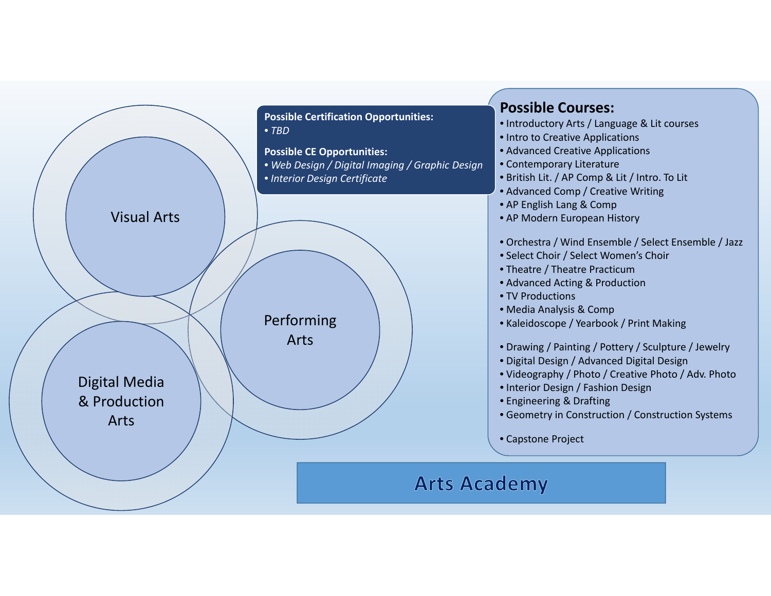# Arts Academy

Visual Arts

Performing Arts

Digital Media & Production Arts

**Possible Certification Opportunities:**

- *TBD*

**Possible CE Opportunities:**

- *Web Design / Digital Imaging / Graphic Design*
- *Interior Design Certificate*

## Possible Courses:

- Introductory Arts / Language & Lit courses
- Intro to Creative Applications
- Advanced Creative Applications
- Contemporary Literature
- British Lit. / AP Comp & Lit / Intro. To Lit
- Advanced Comp / Creative Writing
- AP English Lang & Comp
- AP Modern European History

- Orchestra / Wind Ensemble / Select Ensemble / Jazz
- Select Choir / Select Women's Choir
- Theatre / Theatre Practicum
- Advanced Acting & Production
- TV Productions
- Media Analysis & Comp
- Kaleidoscope / Yearbook / Print Making

- Drawing / Painting / Pottery / Sculpture / Jewelry
- Digital Design / Advanced Digital Design
- Videography / Photo / Creative Photo / Adv. Photo
- Interior Design / Fashion Design
- Engineering & Drafting
- Geometry in Construction / Construction Systems

- Capstone Project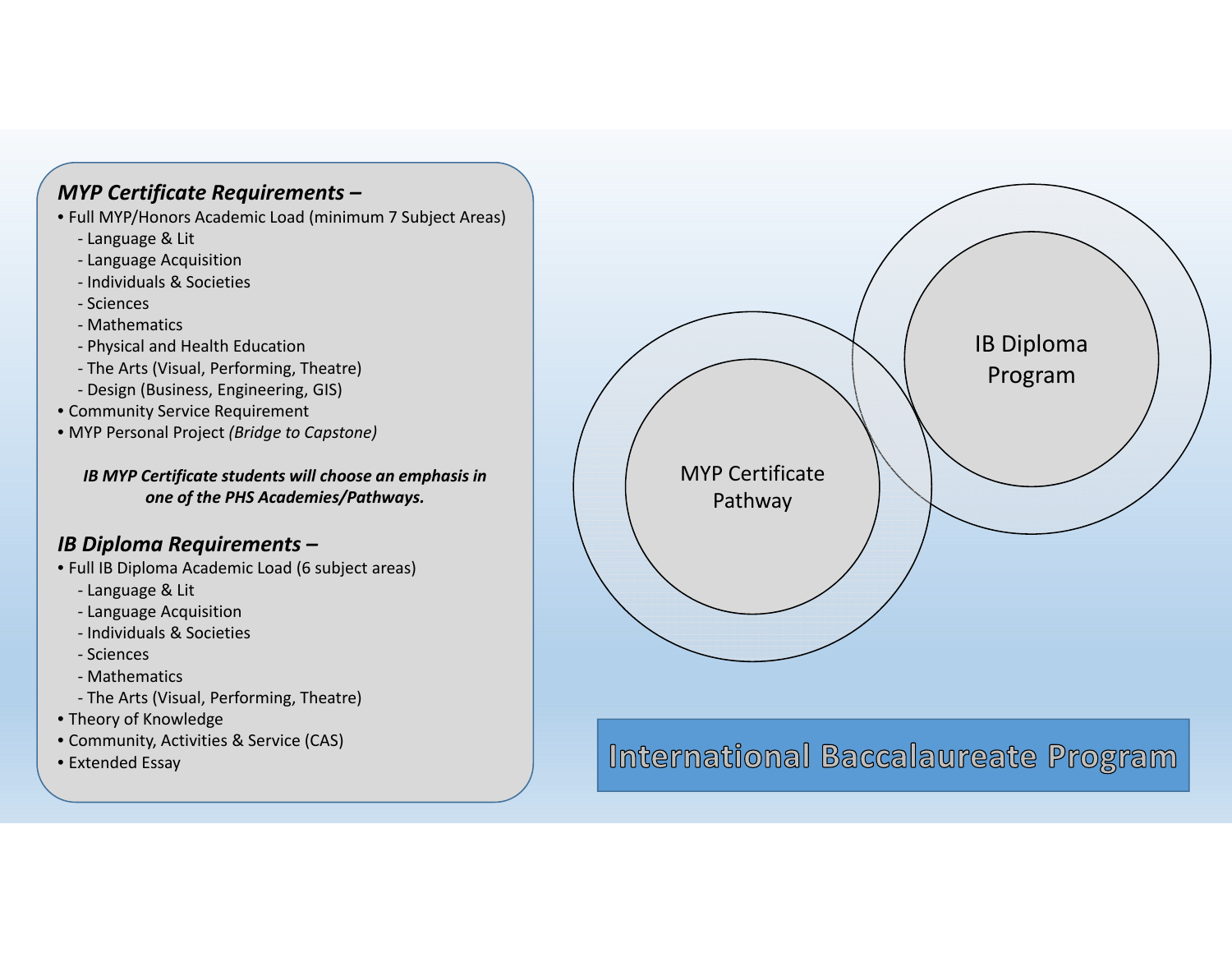### *MYP Certificate Requirements –*

- Full MYP/Honors Academic Load (minimum 7 Subject Areas)
  - Language & Lit
  - Language Acquisition
  - Individuals & Societies
  - Sciences
  - Mathematics
  - Physical and Health Education
  - The Arts (Visual, Performing, Theatre)
  - Design (Business, Engineering, GIS)
- Community Service Requirement
- MYP Personal Project *(Bridge to Capstone)*

***IB MYP Certificate students will choose an emphasis in one of the PHS Academies/Pathways.***

### *IB Diploma Requirements –*

- Full IB Diploma Academic Load (6 subject areas)
  - Language & Lit
  - Language Acquisition
  - Individuals & Societies
  - Sciences
  - Mathematics
  - The Arts (Visual, Performing, Theatre)
- Theory of Knowledge
- Community, Activities & Service (CAS)
- Extended Essay

MYP Certificate Pathway

IB Diploma Program

## International Baccalaureate Program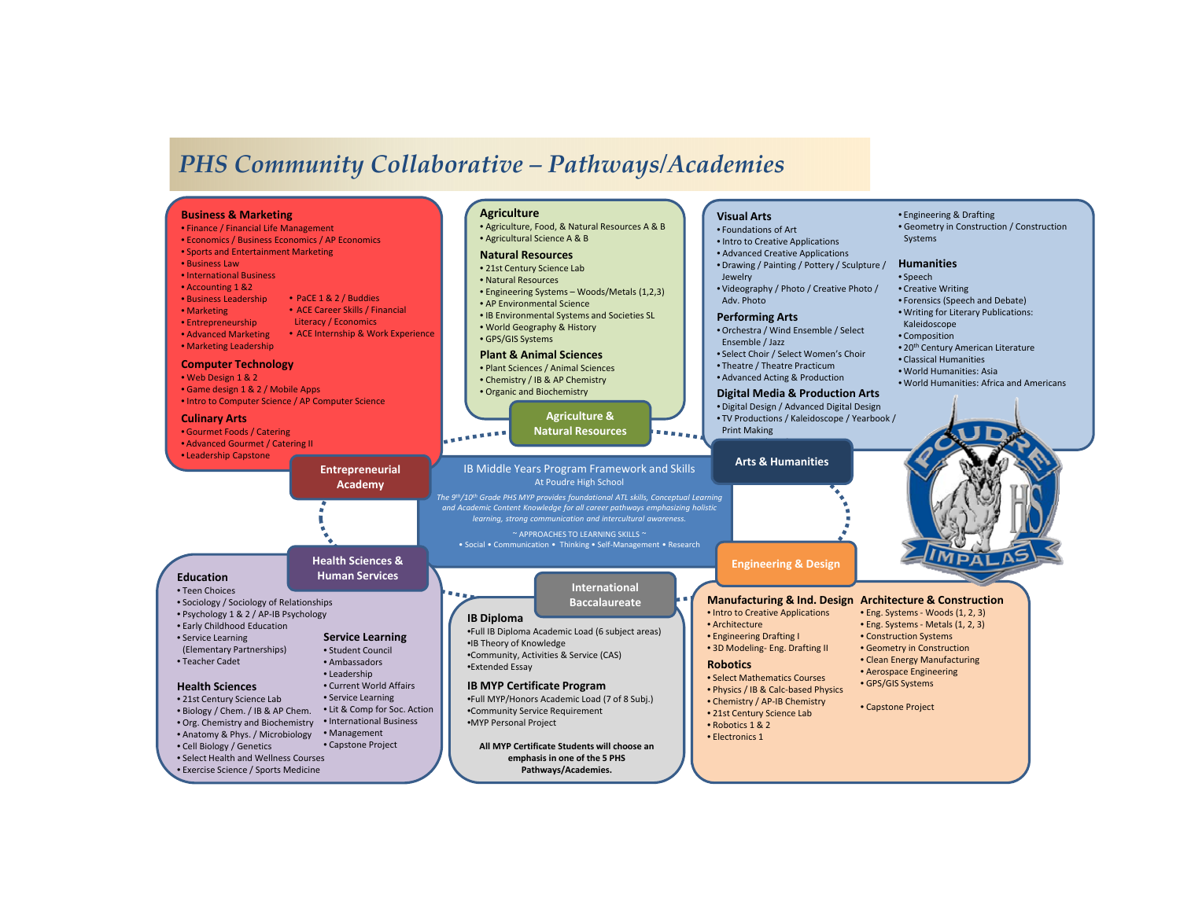# PHS Community Collaborative – Pathways/Academies

## Entrepreneurial Academy

### Business & Marketing
- Finance / Financial Life Management
- Economics / Business Economics / AP Economics
- Sports and Entertainment Marketing
- Business Law
- International Business
- Accounting 1 &2
- Business Leadership
- Marketing
- Entrepreneurship
- Advanced Marketing
- Marketing Leadership
- PaCE 1 & 2 / Buddies
- ACE Career Skills / Financial Literacy / Economics
- ACE Internship & Work Experience

### Computer Technology
- Web Design 1 & 2
- Game design 1 & 2 / Mobile Apps
- Intro to Computer Science / AP Computer Science

### Culinary Arts
- Gourmet Foods / Catering
- Advanced Gourmet / Catering II
- Leadership Capstone

## Agriculture & Natural Resources

### Agriculture
- Agriculture, Food, & Natural Resources A & B
- Agricultural Science A & B

### Natural Resources
- 21st Century Science Lab
- Natural Resources
- Engineering Systems – Woods/Metals (1,2,3)
- AP Environmental Science
- IB Environmental Systems and Societies SL
- World Geography & History
- GPS/GIS Systems

### Plant & Animal Sciences
- Plant Sciences / Animal Sciences
- Chemistry / IB & AP Chemistry
- Organic and Biochemistry

## Arts & Humanities

### Visual Arts
- Foundations of Art
- Intro to Creative Applications
- Advanced Creative Applications
- Drawing / Painting / Pottery / Sculpture / Jewelry
- Videography / Photo / Creative Photo / Adv. Photo

### Performing Arts
- Orchestra / Wind Ensemble / Select Ensemble / Jazz
- Select Choir / Select Women's Choir
- Theatre / Theatre Practicum
- Advanced Acting & Production

### Digital Media & Production Arts
- Digital Design / Advanced Digital Design
- TV Productions / Kaleidoscope / Yearbook / Print Making
- Engineering & Drafting
- Geometry in Construction / Construction Systems

### Humanities
- Speech
- Creative Writing
- Forensics (Speech and Debate)
- Writing for Literary Publications: Kaleidoscope
- Composition
- 20th Century American Literature
- Classical Humanities
- World Humanities: Asia
- World Humanities: Africa and Americans

## IB Middle Years Program Framework and Skills
At Poudre High School

*The 9th/10th Grade PHS MYP provides foundational ATL skills, Conceptual Learning and Academic Content Knowledge for all career pathways emphasizing holistic learning, strong communication and intercultural awareness.*

~ APPROACHES TO LEARNING SKILLS ~
• Social • Communication • Thinking • Self-Management • Research

## Health Sciences & Human Services

### Education
- Teen Choices
- Sociology / Sociology of Relationships
- Psychology 1 & 2 / AP-IB Psychology
- Early Childhood Education
- Service Learning (Elementary Partnerships)
- Teacher Cadet

### Service Learning
- Student Council
- Ambassadors
- Leadership
- Current World Affairs
- Service Learning
- Lit & Comp for Soc. Action
- International Business
- Management
- Capstone Project

### Health Sciences
- 21st Century Science Lab
- Biology / Chem. / IB & AP Chem.
- Org. Chemistry and Biochemistry
- Anatomy & Phys. / Microbiology
- Cell Biology / Genetics
- Select Health and Wellness Courses
- Exercise Science / Sports Medicine

## International Baccalaureate

### IB Diploma
- Full IB Diploma Academic Load (6 subject areas)
- IB Theory of Knowledge
- Community, Activities & Service (CAS)
- Extended Essay

### IB MYP Certificate Program
- Full MYP/Honors Academic Load (7 of 8 Subj.)
- Community Service Requirement
- MYP Personal Project

**All MYP Certificate Students will choose an emphasis in one of the 5 PHS Pathways/Academies.**

## Engineering & Design

### Manufacturing & Ind. Design
- Intro to Creative Applications
- Architecture
- Engineering Drafting I
- 3D Modeling- Eng. Drafting II

### Robotics
- Select Mathematics Courses
- Physics / IB & Calc-based Physics
- Chemistry / AP-IB Chemistry
- 21st Century Science Lab
- Robotics 1 & 2
- Electronics 1

### Architecture & Construction
- Eng. Systems - Woods (1, 2, 3)
- Eng. Systems - Metals (1, 2, 3)
- Construction Systems
- Geometry in Construction
- Clean Energy Manufacturing
- Aerospace Engineering
- GPS/GIS Systems
- Capstone Project

POUDRE HS IMPALAS